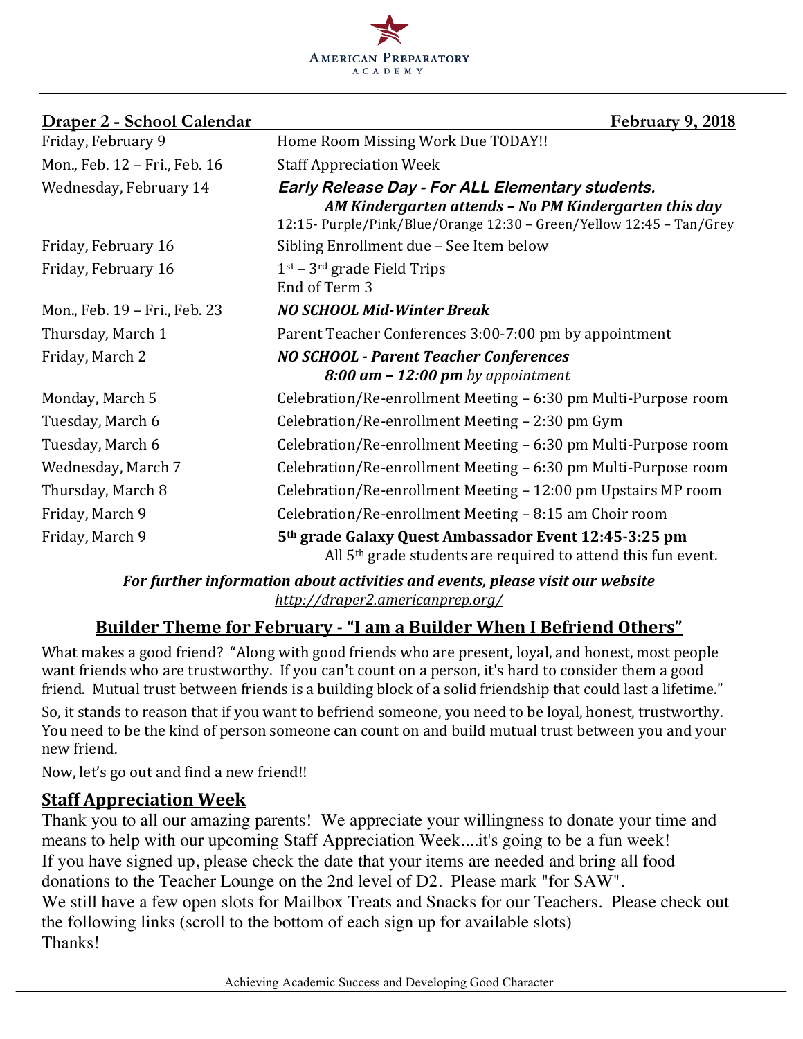American Preparatory Academy

**Draper 2 - School Calendar** **February 9, 2018**

| | |
|---|---|
| Friday, February 9 | Home Room Missing Work Due TODAY!! |
| Mon., Feb. 12 – Fri., Feb. 16 | Staff Appreciation Week |
| Wednesday, February 14 | ***Early Release Day - For ALL Elementary students.*** ***AM Kindergarten attends – No PM Kindergarten this day*** 12:15- Purple/Pink/Blue/Orange 12:30 – Green/Yellow 12:45 – Tan/Grey |
| Friday, February 16 | Sibling Enrollment due – See Item below |
| Friday, February 16 | 1st – 3rd grade Field Trips End of Term 3 |
| Mon., Feb. 19 – Fri., Feb. 23 | ***NO SCHOOL Mid-Winter Break*** |
| Thursday, March 1 | Parent Teacher Conferences 3:00-7:00 pm by appointment |
| Friday, March 2 | ***NO SCHOOL - Parent Teacher Conferences*** ***8:00 am – 12:00 pm*** *by appointment* |
| Monday, March 5 | Celebration/Re-enrollment Meeting – 6:30 pm Multi-Purpose room |
| Tuesday, March 6 | Celebration/Re-enrollment Meeting – 2:30 pm Gym |
| Tuesday, March 6 | Celebration/Re-enrollment Meeting – 6:30 pm Multi-Purpose room |
| Wednesday, March 7 | Celebration/Re-enrollment Meeting – 6:30 pm Multi-Purpose room |
| Thursday, March 8 | Celebration/Re-enrollment Meeting – 12:00 pm Upstairs MP room |
| Friday, March 9 | Celebration/Re-enrollment Meeting – 8:15 am Choir room |
| Friday, March 9 | **5th grade Galaxy Quest Ambassador Event 12:45-3:25 pm** All 5th grade students are required to attend this fun event. |

***For further information about activities and events, please visit our website***
*http://draper2.americanprep.org/*

## Builder Theme for February - "I am a Builder When I Befriend Others"

What makes a good friend? "Along with good friends who are present, loyal, and honest, most people want friends who are trustworthy. If you can't count on a person, it's hard to consider them a good friend. Mutual trust between friends is a building block of a solid friendship that could last a lifetime."

So, it stands to reason that if you want to befriend someone, you need to be loyal, honest, trustworthy. You need to be the kind of person someone can count on and build mutual trust between you and your new friend.

Now, let's go out and find a new friend!!

## Staff Appreciation Week

Thank you to all our amazing parents! We appreciate your willingness to donate your time and means to help with our upcoming Staff Appreciation Week....it's going to be a fun week!
If you have signed up, please check the date that your items are needed and bring all food donations to the Teacher Lounge on the 2nd level of D2. Please mark "for SAW".
We still have a few open slots for Mailbox Treats and Snacks for our Teachers. Please check out the following links (scroll to the bottom of each sign up for available slots)
Thanks!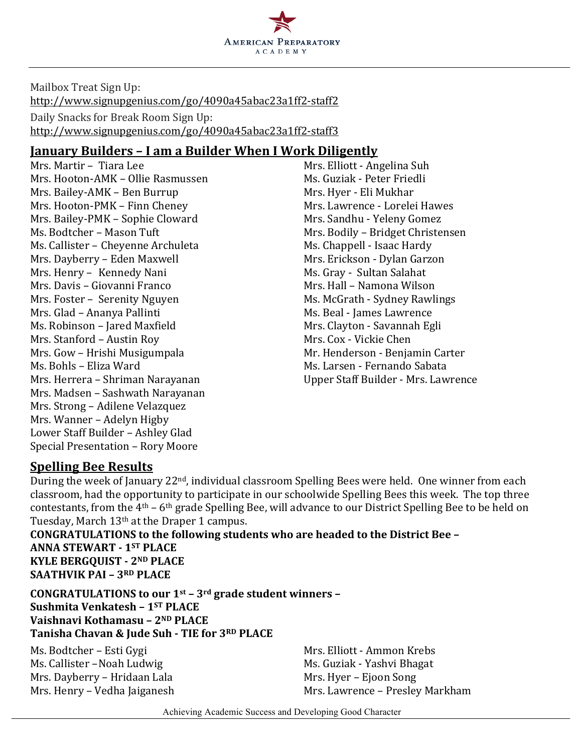Mailbox Treat Sign Up:
http://www.signupgenius.com/go/4090a45abac23a1ff2-staff2

Daily Snacks for Break Room Sign Up:
http://www.signupgenius.com/go/4090a45abac23a1ff2-staff3

## January Builders – I am a Builder When I Work Diligently

Mrs. Martir – Tiara Lee
Mrs. Hooton-AMK – Ollie Rasmussen
Mrs. Bailey-AMK – Ben Burrup
Mrs. Hooton-PMK – Finn Cheney
Mrs. Bailey-PMK – Sophie Cloward
Ms. Bodtcher – Mason Tuft
Ms. Callister – Cheyenne Archuleta
Mrs. Dayberry – Eden Maxwell
Mrs. Henry – Kennedy Nani
Mrs. Davis – Giovanni Franco
Mrs. Foster – Serenity Nguyen
Mrs. Glad – Ananya Pallinti
Ms. Robinson – Jared Maxfield
Mrs. Stanford – Austin Roy
Mrs. Gow – Hrishi Musigumpala
Ms. Bohls – Eliza Ward
Mrs. Herrera – Shriman Narayanan
Mrs. Madsen – Sashwath Narayanan
Mrs. Strong – Adilene Velazquez
Mrs. Wanner – Adelyn Higby
Lower Staff Builder – Ashley Glad
Special Presentation – Rory Moore

Mrs. Elliott - Angelina Suh
Ms. Guziak - Peter Friedli
Mrs. Hyer - Eli Mukhar
Mrs. Lawrence - Lorelei Hawes
Mrs. Sandhu - Yeleny Gomez
Mrs. Bodily – Bridget Christensen
Ms. Chappell - Isaac Hardy
Mrs. Erickson - Dylan Garzon
Ms. Gray - Sultan Salahat
Mrs. Hall – Namona Wilson
Ms. McGrath - Sydney Rawlings
Ms. Beal - James Lawrence
Mrs. Clayton - Savannah Egli
Mrs. Cox - Vickie Chen
Mr. Henderson - Benjamin Carter
Ms. Larsen - Fernando Sabata
Upper Staff Builder - Mrs. Lawrence

## Spelling Bee Results

During the week of January 22nd, individual classroom Spelling Bees were held. One winner from each classroom, had the opportunity to participate in our schoolwide Spelling Bees this week. The top three contestants, from the 4th – 6th grade Spelling Bee, will advance to our District Spelling Bee to be held on Tuesday, March 13th at the Draper 1 campus.

**CONGRATULATIONS to the following students who are headed to the District Bee –**
**ANNA STEWART - 1ST PLACE**
**KYLE BERGQUIST - 2ND PLACE**
**SAATHVIK PAI – 3RD PLACE**

**CONGRATULATIONS to our 1st – 3rd grade student winners –**
**Sushmita Venkatesh – 1ST PLACE**
**Vaishnavi Kothamasu – 2ND PLACE**
**Tanisha Chavan & Jude Suh - TIE for 3RD PLACE**

Ms. Bodtcher – Esti Gygi
Ms. Callister – Noah Ludwig
Mrs. Dayberry – Hridaan Lala
Mrs. Henry – Vedha Jaiganesh

Mrs. Elliott - Ammon Krebs
Ms. Guziak - Yashvi Bhagat
Mrs. Hyer – Ejoon Song
Mrs. Lawrence – Presley Markham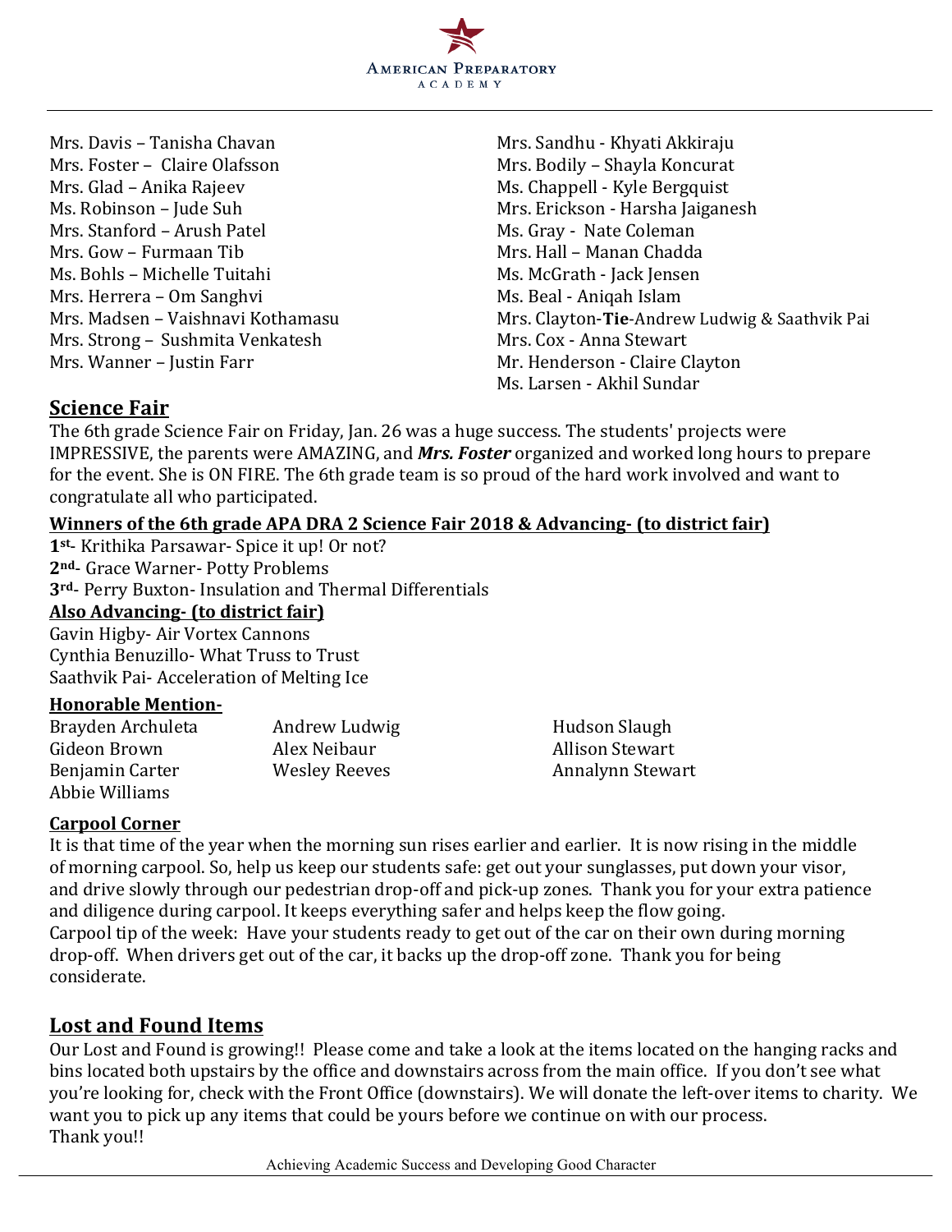Mrs. Davis – Tanisha Chavan
Mrs. Foster – Claire Olafsson
Mrs. Glad – Anika Rajeev
Ms. Robinson – Jude Suh
Mrs. Stanford – Arush Patel
Mrs. Gow – Furmaan Tib
Ms. Bohls – Michelle Tuitahi
Mrs. Herrera – Om Sanghvi
Mrs. Madsen – Vaishnavi Kothamasu
Mrs. Strong – Sushmita Venkatesh
Mrs. Wanner – Justin Farr
Mrs. Sandhu - Khyati Akkiraju
Mrs. Bodily – Shayla Koncurat
Ms. Chappell - Kyle Bergquist
Mrs. Erickson - Harsha Jaiganesh
Ms. Gray - Nate Coleman
Mrs. Hall – Manan Chadda
Ms. McGrath - Jack Jensen
Ms. Beal - Aniqah Islam
Mrs. Clayton-**Tie**-Andrew Ludwig & Saathvik Pai
Mrs. Cox - Anna Stewart
Mr. Henderson - Claire Clayton
Ms. Larsen - Akhil Sundar

## Science Fair

The 6th grade Science Fair on Friday, Jan. 26 was a huge success. The students' projects were IMPRESSIVE, the parents were AMAZING, and ***Mrs. Foster*** organized and worked long hours to prepare for the event. She is ON FIRE. The 6th grade team is so proud of the hard work involved and want to congratulate all who participated.

**Winners of the 6th grade APA DRA 2 Science Fair 2018 & Advancing- (to district fair)**

**1st-** Krithika Parsawar- Spice it up! Or not?
**2nd-** Grace Warner- Potty Problems
**3rd-** Perry Buxton- Insulation and Thermal Differentials

**Also Advancing- (to district fair)**

Gavin Higby- Air Vortex Cannons
Cynthia Benuzillo- What Truss to Trust
Saathvik Pai- Acceleration of Melting Ice

**Honorable Mention-**

Brayden Archuleta
Gideon Brown
Benjamin Carter
Abbie Williams
Andrew Ludwig
Alex Neibaur
Wesley Reeves
Hudson Slaugh
Allison Stewart
Annalynn Stewart

**Carpool Corner**

It is that time of the year when the morning sun rises earlier and earlier. It is now rising in the middle of morning carpool. So, help us keep our students safe: get out your sunglasses, put down your visor, and drive slowly through our pedestrian drop-off and pick-up zones. Thank you for your extra patience and diligence during carpool. It keeps everything safer and helps keep the flow going.
Carpool tip of the week: Have your students ready to get out of the car on their own during morning drop-off. When drivers get out of the car, it backs up the drop-off zone. Thank you for being considerate.

## Lost and Found Items

Our Lost and Found is growing!! Please come and take a look at the items located on the hanging racks and bins located both upstairs by the office and downstairs across from the main office. If you don't see what you're looking for, check with the Front Office (downstairs). We will donate the left-over items to charity. We want you to pick up any items that could be yours before we continue on with our process.
Thank you!!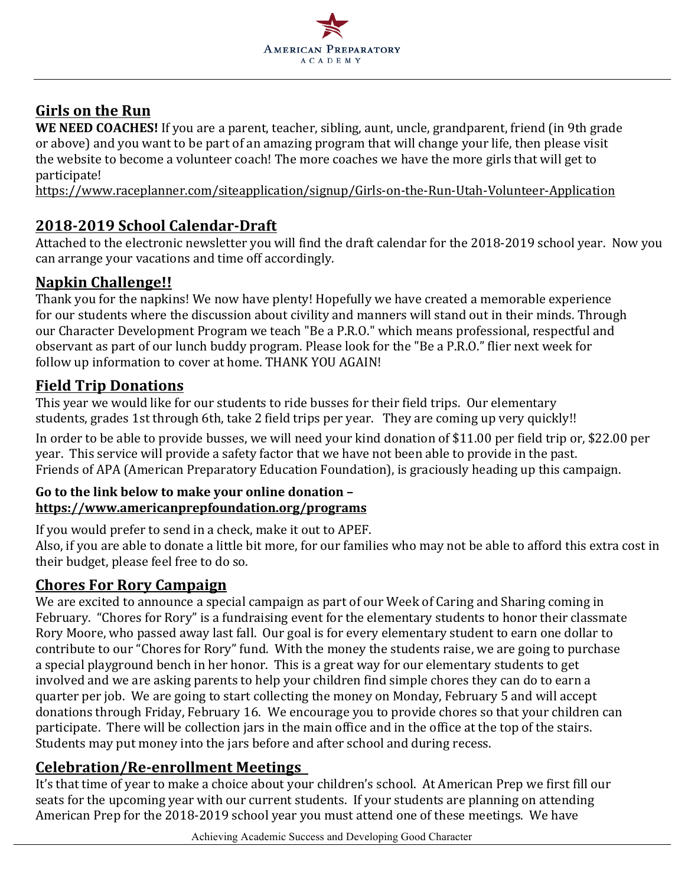## Girls on the Run

**WE NEED COACHES!** If you are a parent, teacher, sibling, aunt, uncle, grandparent, friend (in 9th grade or above) and you want to be part of an amazing program that will change your life, then please visit the website to become a volunteer coach! The more coaches we have the more girls that will get to participate!
https://www.raceplanner.com/siteapplication/signup/Girls-on-the-Run-Utah-Volunteer-Application

## 2018-2019 School Calendar-Draft

Attached to the electronic newsletter you will find the draft calendar for the 2018-2019 school year. Now you can arrange your vacations and time off accordingly.

## Napkin Challenge!!

Thank you for the napkins! We now have plenty! Hopefully we have created a memorable experience for our students where the discussion about civility and manners will stand out in their minds. Through our Character Development Program we teach "Be a P.R.O." which means professional, respectful and observant as part of our lunch buddy program. Please look for the "Be a P.R.O." flier next week for follow up information to cover at home. THANK YOU AGAIN!

## Field Trip Donations

This year we would like for our students to ride busses for their field trips. Our elementary students, grades 1st through 6th, take 2 field trips per year. They are coming up very quickly!!

In order to be able to provide busses, we will need your kind donation of $11.00 per field trip or, $22.00 per year. This service will provide a safety factor that we have not been able to provide in the past. Friends of APA (American Preparatory Education Foundation), is graciously heading up this campaign.

**Go to the link below to make your online donation –**
**https://www.americanprepfoundation.org/programs**

If you would prefer to send in a check, make it out to APEF.
Also, if you are able to donate a little bit more, for our families who may not be able to afford this extra cost in their budget, please feel free to do so.

## Chores For Rory Campaign

We are excited to announce a special campaign as part of our Week of Caring and Sharing coming in February. "Chores for Rory" is a fundraising event for the elementary students to honor their classmate Rory Moore, who passed away last fall. Our goal is for every elementary student to earn one dollar to contribute to our "Chores for Rory" fund. With the money the students raise, we are going to purchase a special playground bench in her honor. This is a great way for our elementary students to get involved and we are asking parents to help your children find simple chores they can do to earn a quarter per job. We are going to start collecting the money on Monday, February 5 and will accept donations through Friday, February 16. We encourage you to provide chores so that your children can participate. There will be collection jars in the main office and in the office at the top of the stairs. Students may put money into the jars before and after school and during recess.

## Celebration/Re-enrollment Meetings

It's that time of year to make a choice about your children's school. At American Prep we first fill our seats for the upcoming year with our current students. If your students are planning on attending American Prep for the 2018-2019 school year you must attend one of these meetings. We have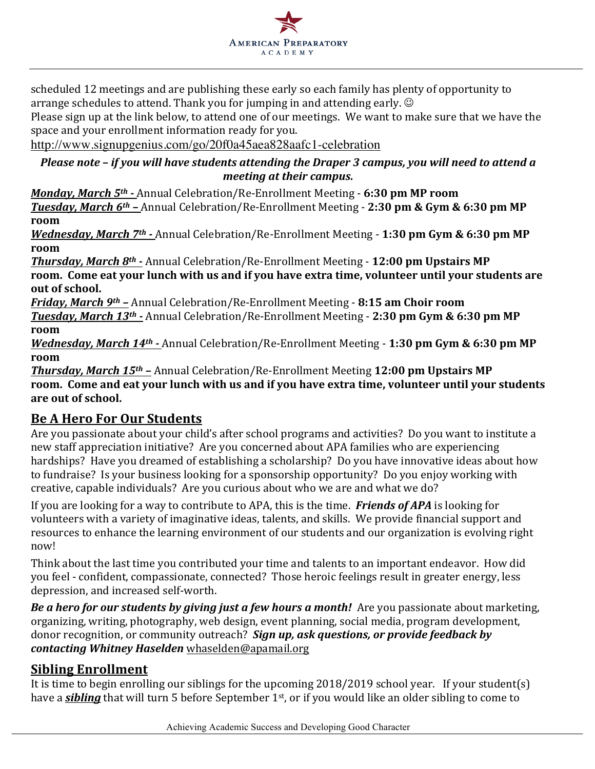scheduled 12 meetings and are publishing these early so each family has plenty of opportunity to arrange schedules to attend. Thank you for jumping in and attending early. ☺
Please sign up at the link below, to attend one of our meetings. We want to make sure that we have the space and your enrollment information ready for you.
http://www.signupgenius.com/go/20f0a45aea828aafc1-celebration

***Please note – if you will have students attending the Draper 3 campus, you will need to attend a meeting at their campus.***

***Monday, March 5th -*** Annual Celebration/Re-Enrollment Meeting - **6:30 pm MP room**
***Tuesday, March 6th –*** Annual Celebration/Re-Enrollment Meeting - **2:30 pm & Gym & 6:30 pm MP room**
***Wednesday, March 7th -*** Annual Celebration/Re-Enrollment Meeting - **1:30 pm Gym & 6:30 pm MP room**
***Thursday, March 8th -*** Annual Celebration/Re-Enrollment Meeting - **12:00 pm Upstairs MP room. Come eat your lunch with us and if you have extra time, volunteer until your students are out of school.**
***Friday, March 9th –*** Annual Celebration/Re-Enrollment Meeting - **8:15 am Choir room**
***Tuesday, March 13th -*** Annual Celebration/Re-Enrollment Meeting - **2:30 pm Gym & 6:30 pm MP room**
***Wednesday, March 14th -*** Annual Celebration/Re-Enrollment Meeting - **1:30 pm Gym & 6:30 pm MP room**
***Thursday, March 15th –*** Annual Celebration/Re-Enrollment Meeting **12:00 pm Upstairs MP room. Come and eat your lunch with us and if you have extra time, volunteer until your students are out of school.**

## Be A Hero For Our Students

Are you passionate about your child's after school programs and activities? Do you want to institute a new staff appreciation initiative? Are you concerned about APA families who are experiencing hardships? Have you dreamed of establishing a scholarship? Do you have innovative ideas about how to fundraise? Is your business looking for a sponsorship opportunity? Do you enjoy working with creative, capable individuals? Are you curious about who we are and what we do?

If you are looking for a way to contribute to APA, this is the time. ***Friends of APA*** is looking for volunteers with a variety of imaginative ideas, talents, and skills. We provide financial support and resources to enhance the learning environment of our students and our organization is evolving right now!

Think about the last time you contributed your time and talents to an important endeavor. How did you feel - confident, compassionate, connected? Those heroic feelings result in greater energy, less depression, and increased self-worth.

***Be a hero for our students by giving just a few hours a month!*** Are you passionate about marketing, organizing, writing, photography, web design, event planning, social media, program development, donor recognition, or community outreach? ***Sign up, ask questions, or provide feedback by contacting Whitney Haselden*** whaselden@apamail.org

## Sibling Enrollment

It is time to begin enrolling our siblings for the upcoming 2018/2019 school year. If your student(s) have a ***sibling*** that will turn 5 before September 1st, or if you would like an older sibling to come to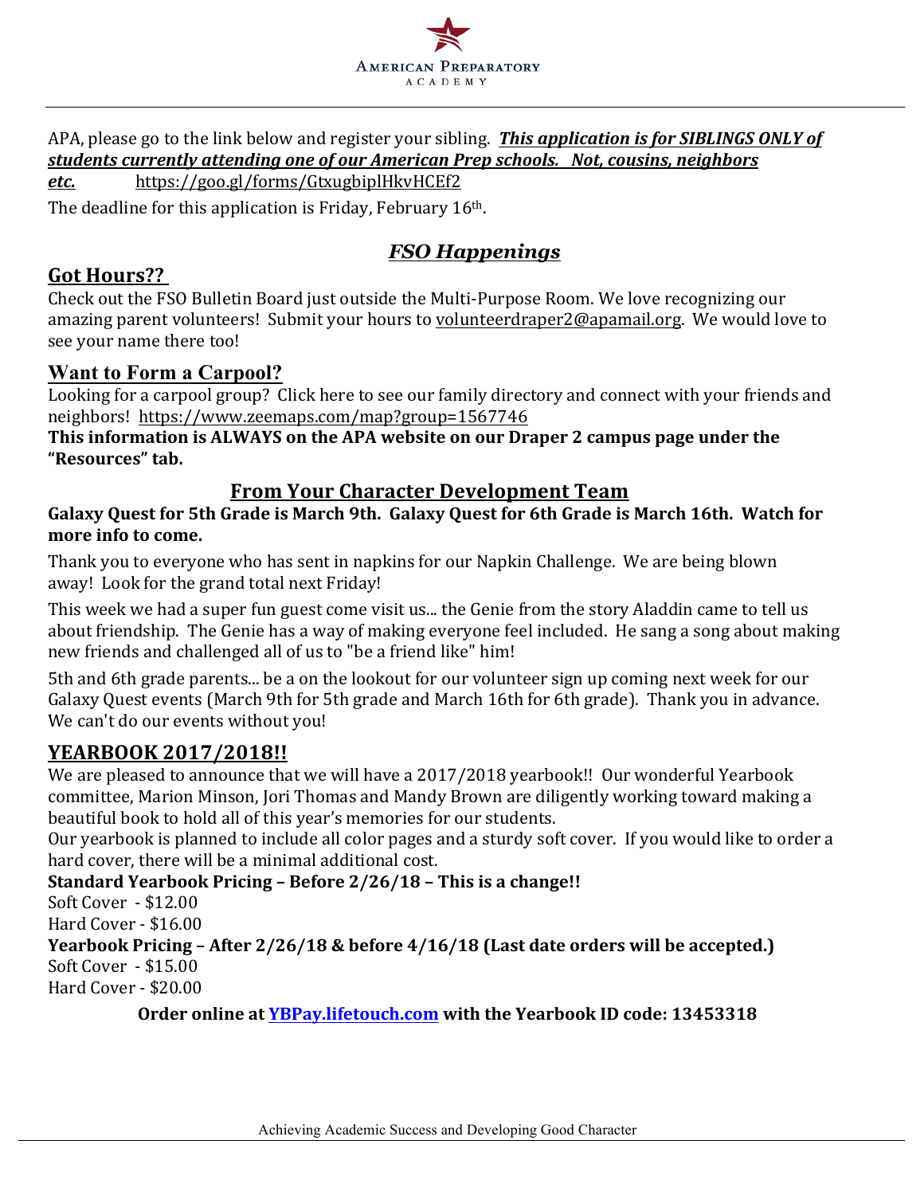APA, please go to the link below and register your sibling. ***This application is for SIBLINGS ONLY of students currently attending one of our American Prep schools. Not, cousins, neighbors etc.*** https://goo.gl/forms/GtxugbiplHkvHCEf2

The deadline for this application is Friday, February 16th.

## *FSO Happenings*

### Got Hours??

Check out the FSO Bulletin Board just outside the Multi-Purpose Room. We love recognizing our amazing parent volunteers! Submit your hours to volunteerdraper2@apamail.org. We would love to see your name there too!

### Want to Form a Carpool?

Looking for a carpool group? Click here to see our family directory and connect with your friends and neighbors! https://www.zeemaps.com/map?group=1567746

**This information is ALWAYS on the APA website on our Draper 2 campus page under the "Resources" tab.**

## From Your Character Development Team

**Galaxy Quest for 5th Grade is March 9th. Galaxy Quest for 6th Grade is March 16th. Watch for more info to come.**

Thank you to everyone who has sent in napkins for our Napkin Challenge. We are being blown away! Look for the grand total next Friday!

This week we had a super fun guest come visit us... the Genie from the story Aladdin came to tell us about friendship. The Genie has a way of making everyone feel included. He sang a song about making new friends and challenged all of us to "be a friend like" him!

5th and 6th grade parents... be a on the lookout for our volunteer sign up coming next week for our Galaxy Quest events (March 9th for 5th grade and March 16th for 6th grade). Thank you in advance. We can't do our events without you!

## YEARBOOK 2017/2018!!

We are pleased to announce that we will have a 2017/2018 yearbook!! Our wonderful Yearbook committee, Marion Minson, Jori Thomas and Mandy Brown are diligently working toward making a beautiful book to hold all of this year's memories for our students.

Our yearbook is planned to include all color pages and a sturdy soft cover. If you would like to order a hard cover, there will be a minimal additional cost.

**Standard Yearbook Pricing – Before 2/26/18 – This is a change!!**

Soft Cover - $12.00
Hard Cover - $16.00

**Yearbook Pricing – After 2/26/18 & before 4/16/18 (Last date orders will be accepted.)**

Soft Cover - $15.00
Hard Cover - $20.00

**Order online at YBPay.lifetouch.com with the Yearbook ID code: 13453318**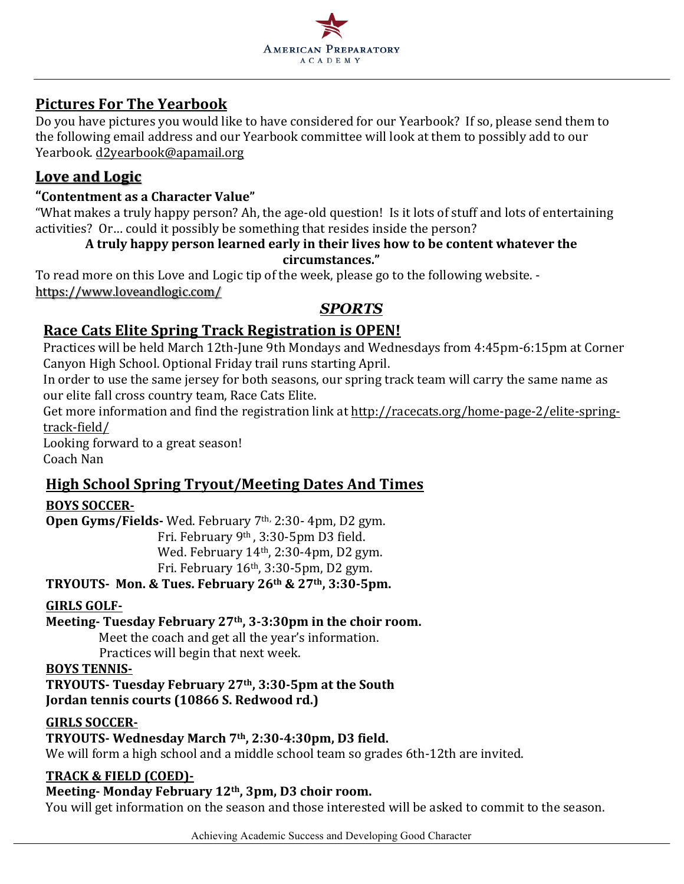## Pictures For The Yearbook

Do you have pictures you would like to have considered for our Yearbook? If so, please send them to the following email address and our Yearbook committee will look at them to possibly add to our Yearbook. d2yearbook@apamail.org

## Love and Logic

**"Contentment as a Character Value"**

"What makes a truly happy person? Ah, the age-old question! Is it lots of stuff and lots of entertaining activities? Or… could it possibly be something that resides inside the person?

**A truly happy person learned early in their lives how to be content whatever the circumstances."**

To read more on this Love and Logic tip of the week, please go to the following website. - https://www.loveandlogic.com/

## *SPORTS*

### Race Cats Elite Spring Track Registration is OPEN!

Practices will be held March 12th-June 9th Mondays and Wednesdays from 4:45pm-6:15pm at Corner Canyon High School. Optional Friday trail runs starting April.

In order to use the same jersey for both seasons, our spring track team will carry the same name as our elite fall cross country team, Race Cats Elite.

Get more information and find the registration link at http://racecats.org/home-page-2/elite-spring-track-field/

Looking forward to a great season!

Coach Nan

### High School Spring Tryout/Meeting Dates And Times

**BOYS SOCCER-**

**Open Gyms/Fields-** Wed. February 7th, 2:30- 4pm, D2 gym.
Fri. February 9th, 3:30-5pm D3 field.
Wed. February 14th, 2:30-4pm, D2 gym.
Fri. February 16th, 3:30-5pm, D2 gym.

**TRYOUTS- Mon. & Tues. February 26th & 27th, 3:30-5pm.**

**GIRLS GOLF-**

**Meeting- Tuesday February 27th, 3-3:30pm in the choir room.**
Meet the coach and get all the year's information.
Practices will begin that next week.

**BOYS TENNIS-**

**TRYOUTS- Tuesday February 27th, 3:30-5pm at the South Jordan tennis courts (10866 S. Redwood rd.)**

**GIRLS SOCCER-**

**TRYOUTS- Wednesday March 7th, 2:30-4:30pm, D3 field.**
We will form a high school and a middle school team so grades 6th-12th are invited.

**TRACK & FIELD (COED)-**

**Meeting- Monday February 12th, 3pm, D3 choir room.**
You will get information on the season and those interested will be asked to commit to the season.